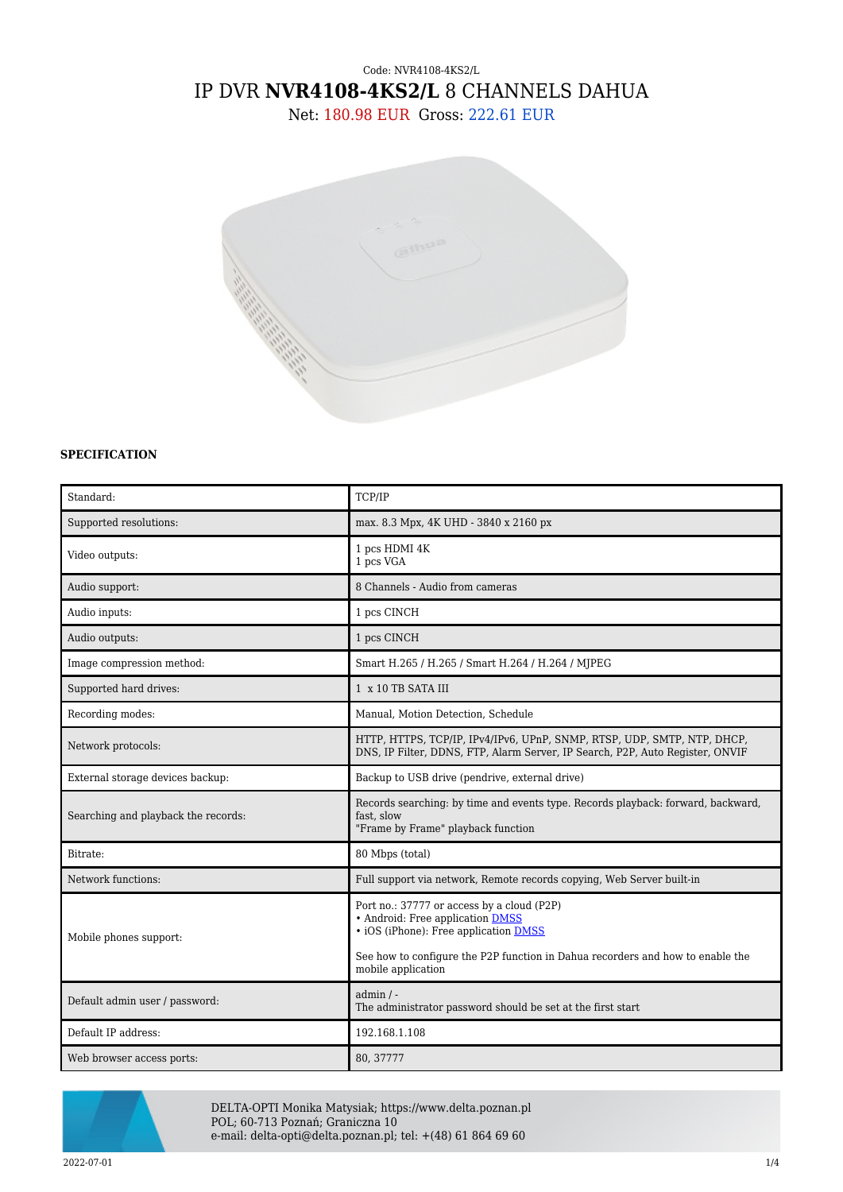Code: NVR4108-4KS2/L

# IP DVR **NVR4108-4KS2/L** 8 CHANNELS DAHUA

Net: 180.98 EUR Gross: 222.61 EUR

**SPECIFICATION**

| | |
|---|---|
| Standard: | TCP/IP |
| Supported resolutions: | max. 8.3 Mpx, 4K UHD - 3840 x 2160 px |
| Video outputs: | 1 pcs HDMI 4K<br>1 pcs VGA |
| Audio support: | 8 Channels - Audio from cameras |
| Audio inputs: | 1 pcs CINCH |
| Audio outputs: | 1 pcs CINCH |
| Image compression method: | Smart H.265 / H.265 / Smart H.264 / H.264 / MJPEG |
| Supported hard drives: | 1 x 10 TB SATA III |
| Recording modes: | Manual, Motion Detection, Schedule |
| Network protocols: | HTTP, HTTPS, TCP/IP, IPv4/IPv6, UPnP, SNMP, RTSP, UDP, SMTP, NTP, DHCP, DNS, IP Filter, DDNS, FTP, Alarm Server, IP Search, P2P, Auto Register, ONVIF |
| External storage devices backup: | Backup to USB drive (pendrive, external drive) |
| Searching and playback the records: | Records searching: by time and events type. Records playback: forward, backward, fast, slow<br>"Frame by Frame" playback function |
| Bitrate: | 80 Mbps (total) |
| Network functions: | Full support via network, Remote records copying, Web Server built-in |
| Mobile phones support: | Port no.: 37777 or access by a cloud (P2P)<br>• Android: Free application DMSS<br>• iOS (iPhone): Free application DMSS<br><br>See how to configure the P2P function in Dahua recorders and how to enable the mobile application |
| Default admin user / password: | admin / -<br>The administrator password should be set at the first start |
| Default IP address: | 192.168.1.108 |
| Web browser access ports: | 80, 37777 |

DELTA-OPTI Monika Matysiak; https://www.delta.poznan.pl
POL; 60-713 Poznań; Graniczna 10
e-mail: delta-opti@delta.poznan.pl; tel: +(48) 61 864 69 60

2022-07-01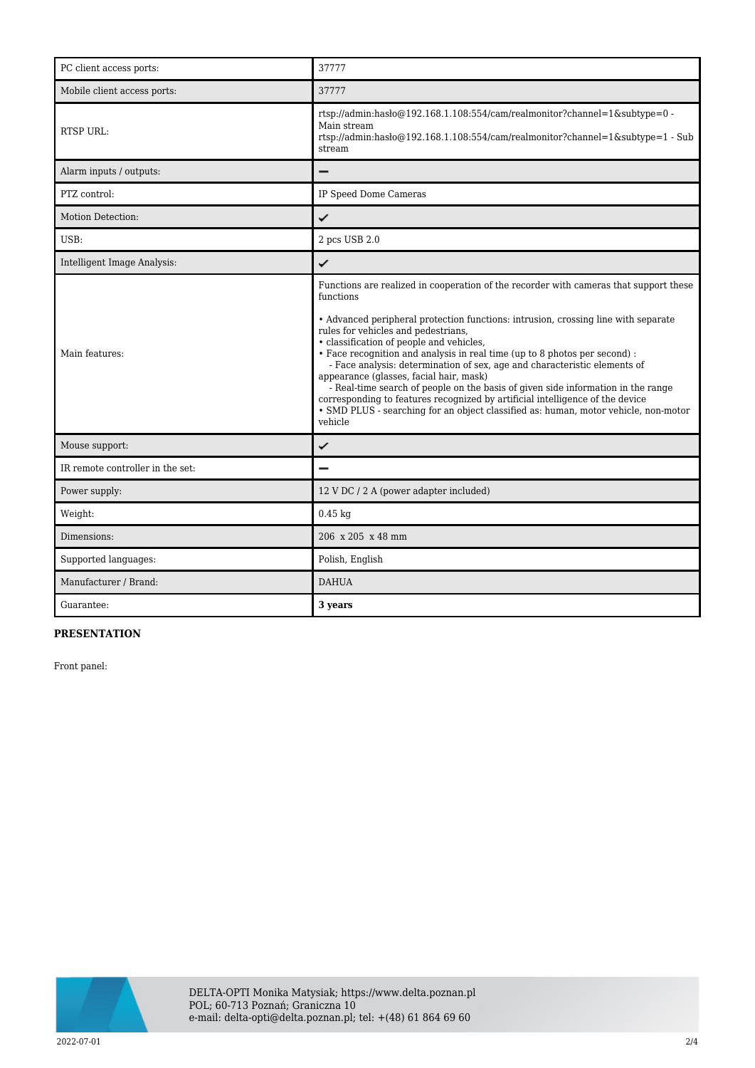| | |
|---|---|
| PC client access ports: | 37777 |
| Mobile client access ports: | 37777 |
| RTSP URL: | rtsp://admin:hasło@192.168.1.108:554/cam/realmonitor?channel=1&subtype=0 - Main stream<br>rtsp://admin:hasło@192.168.1.108:554/cam/realmonitor?channel=1&subtype=1 - Sub stream |
| Alarm inputs / outputs: | – |
| PTZ control: | IP Speed Dome Cameras |
| Motion Detection: | ✓ |
| USB: | 2 pcs USB 2.0 |
| Intelligent Image Analysis: | ✓ |
| Main features: | Functions are realized in cooperation of the recorder with cameras that support these functions<br><br>• Advanced peripheral protection functions: intrusion, crossing line with separate rules for vehicles and pedestrians,<br>• classification of people and vehicles,<br>• Face recognition and analysis in real time (up to 8 photos per second) :<br>- Face analysis: determination of sex, age and characteristic elements of appearance (glasses, facial hair, mask)<br>- Real-time search of people on the basis of given side information in the range corresponding to features recognized by artificial intelligence of the device<br>• SMD PLUS - searching for an object classified as: human, motor vehicle, non-motor vehicle |
| Mouse support: | ✓ |
| IR remote controller in the set: | – |
| Power supply: | 12 V DC / 2 A (power adapter included) |
| Weight: | 0.45 kg |
| Dimensions: | 206 x 205 x 48 mm |
| Supported languages: | Polish, English |
| Manufacturer / Brand: | DAHUA |
| Guarantee: | **3 years** |

**PRESENTATION**

Front panel:

DELTA-OPTI Monika Matysiak; https://www.delta.poznan.pl
POL; 60-713 Poznań; Graniczna 10
e-mail: delta-opti@delta.poznan.pl; tel: +(48) 61 864 69 60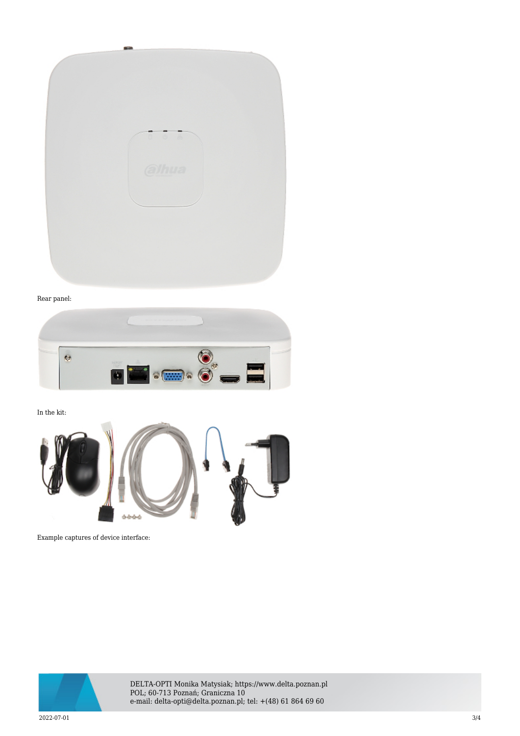Rear panel:

In the kit:

Example captures of device interface: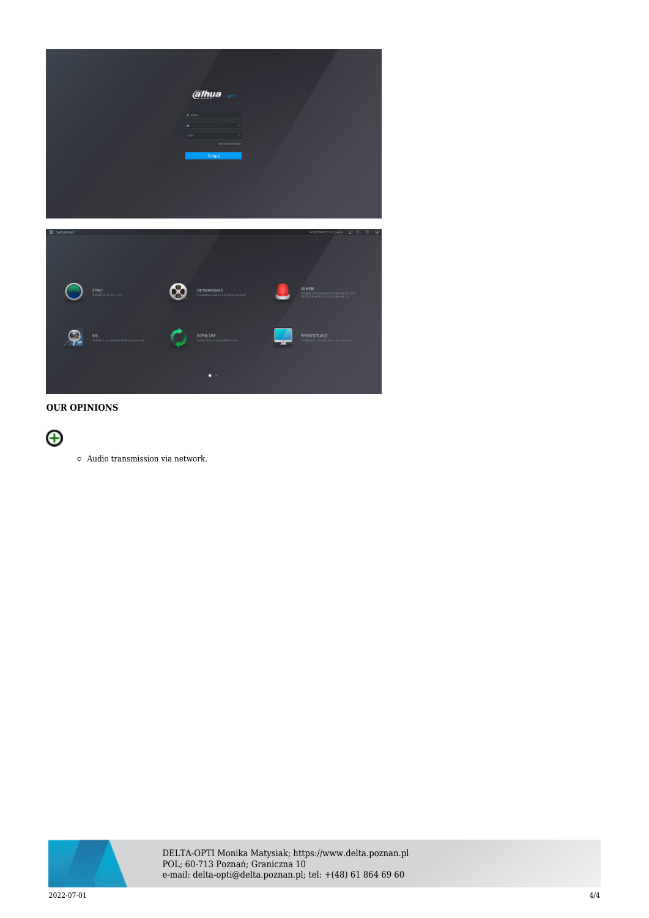**OUR OPINIONS**

⊕

- Audio transmission via network.